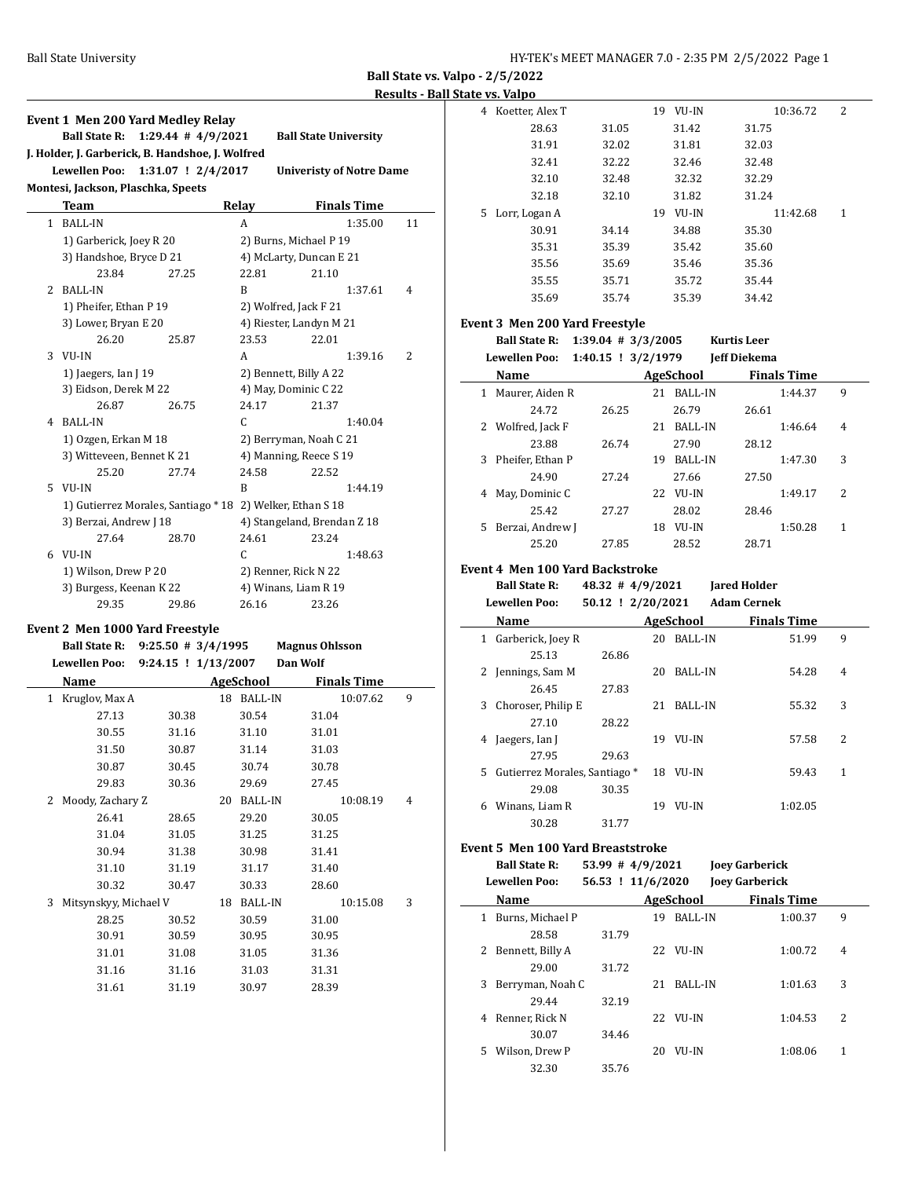**Ball State vs. Valpo - 2/5/2022**

**Results - Ball State vs. Valpo**

### Event 1 Men 200 Yard Medley Relay

**Ball State R: 1:29.44 # 4/9/2021 Ball State University**
**J. Holder, J. Garberick, B. Handshoe, J. Wolfred**
**Lewellen Poo: 1:31.07 ! 2/4/2017 Univeristy of Notre Dame**
**Montesi, Jackson, Plaschka, Speets**

| | Team | Relay | Finals Time | |
|---|---|---|---|---|
| 1 | BALL-IN | A | 1:35.00 | 11 |
| | 1) Garberick, Joey R 20 | 2) Burns, Michael P 19 | | |
| | 3) Handshoe, Bryce D 21 | 4) McLarty, Duncan E 21 | | |
| | 23.84 27.25 | 22.81 21.10 | | |
| 2 | BALL-IN | B | 1:37.61 | 4 |
| | 1) Pheifer, Ethan P 19 | 2) Wolfred, Jack F 21 | | |
| | 3) Lower, Bryan E 20 | 4) Riester, Landyn M 21 | | |
| | 26.20 25.87 | 23.53 22.01 | | |
| 3 | VU-IN | A | 1:39.16 | 2 |
| | 1) Jaegers, Ian J 19 | 2) Bennett, Billy A 22 | | |
| | 3) Eidson, Derek M 22 | 4) May, Dominic C 22 | | |
| | 26.87 26.75 | 24.17 21.37 | | |
| 4 | BALL-IN | C | 1:40.04 | |
| | 1) Ozgen, Erkan M 18 | 2) Berryman, Noah C 21 | | |
| | 3) Witteveen, Bennet K 21 | 4) Manning, Reece S 19 | | |
| | 25.20 27.74 | 24.58 22.52 | | |
| 5 | VU-IN | B | 1:44.19 | |
| | 1) Gutierrez Morales, Santiago * 18 | 2) Welker, Ethan S 18 | | |
| | 3) Berzai, Andrew J 18 | 4) Stangeland, Brendan Z 18 | | |
| | 27.64 28.70 | 24.61 23.24 | | |
| 6 | VU-IN | C | 1:48.63 | |
| | 1) Wilson, Drew P 20 | 2) Renner, Rick N 22 | | |
| | 3) Burgess, Keenan K 22 | 4) Winans, Liam R 19 | | |
| | 29.35 29.86 | 26.16 23.26 | | |

### Event 2 Men 1000 Yard Freestyle

**Ball State R: 9:25.50 # 3/4/1995 Magnus Ohlsson**
**Lewellen Poo: 9:24.15 ! 1/13/2007 Dan Wolf**

| | Name | Age | School | Finals Time | |
|---|---|---|---|---|---|
| 1 | Kruglov, Max A | 18 | BALL-IN | 10:07.62 | 9 |
| | 27.13 30.38 30.54 31.04 | | | | |
| | 30.55 31.16 31.10 31.01 | | | | |
| | 31.50 30.87 31.14 31.03 | | | | |
| | 30.87 30.45 30.74 30.78 | | | | |
| | 29.83 30.36 29.69 27.45 | | | | |
| 2 | Moody, Zachary Z | 20 | BALL-IN | 10:08.19 | 4 |
| | 26.41 28.65 29.20 30.05 | | | | |
| | 31.04 31.05 31.25 31.25 | | | | |
| | 30.94 31.38 30.98 31.41 | | | | |
| | 31.10 31.19 31.17 31.40 | | | | |
| | 30.32 30.47 30.33 28.60 | | | | |
| 3 | Mitsynskyy, Michael V | 18 | BALL-IN | 10:15.08 | 3 |
| | 28.25 30.52 30.59 31.00 | | | | |
| | 30.91 30.59 30.95 30.95 | | | | |
| | 31.01 31.08 31.05 31.36 | | | | |
| | 31.16 31.16 31.03 31.31 | | | | |
| | 31.61 31.19 30.97 28.39 | | | | |
| 4 | Koetter, Alex T | 19 | VU-IN | 10:36.72 | 2 |
| | 28.63 31.05 31.42 31.75 | | | | |
| | 31.91 32.02 31.81 32.03 | | | | |
| | 32.41 32.22 32.46 32.48 | | | | |
| | 32.10 32.48 32.32 32.29 | | | | |
| | 32.18 32.10 31.82 31.24 | | | | |
| 5 | Lorr, Logan A | 19 | VU-IN | 11:42.68 | 1 |
| | 30.91 34.14 34.88 35.30 | | | | |
| | 35.31 35.39 35.42 35.60 | | | | |
| | 35.56 35.69 35.46 35.36 | | | | |
| | 35.55 35.71 35.72 35.44 | | | | |
| | 35.69 35.74 35.39 34.42 | | | | |

### Event 3 Men 200 Yard Freestyle

**Ball State R: 1:39.04 # 3/3/2005 Kurtis Leer**
**Lewellen Poo: 1:40.15 ! 3/2/1979 Jeff Diekema**

| | Name | Age | School | Finals Time | |
|---|---|---|---|---|---|
| 1 | Maurer, Aiden R | 21 | BALL-IN | 1:44.37 | 9 |
| | 24.72 26.25 26.79 26.61 | | | | |
| 2 | Wolfred, Jack F | 21 | BALL-IN | 1:46.64 | 4 |
| | 23.88 26.74 27.90 28.12 | | | | |
| 3 | Pheifer, Ethan P | 19 | BALL-IN | 1:47.30 | 3 |
| | 24.90 27.24 27.66 27.50 | | | | |
| 4 | May, Dominic C | 22 | VU-IN | 1:49.17 | 2 |
| | 25.42 27.27 28.02 28.46 | | | | |
| 5 | Berzai, Andrew J | 18 | VU-IN | 1:50.28 | 1 |
| | 25.20 27.85 28.52 28.71 | | | | |

### Event 4 Men 100 Yard Backstroke

**Ball State R: 48.32 # 4/9/2021 Jared Holder**
**Lewellen Poo: 50.12 ! 2/20/2021 Adam Cernek**

| | Name | Age | School | Finals Time | |
|---|---|---|---|---|---|
| 1 | Garberick, Joey R | 20 | BALL-IN | 51.99 | 9 |
| | 25.13 26.86 | | | | |
| 2 | Jennings, Sam M | 20 | BALL-IN | 54.28 | 4 |
| | 26.45 27.83 | | | | |
| 3 | Choroser, Philip E | 21 | BALL-IN | 55.32 | 3 |
| | 27.10 28.22 | | | | |
| 4 | Jaegers, Ian J | 19 | VU-IN | 57.58 | 2 |
| | 27.95 29.63 | | | | |
| 5 | Gutierrez Morales, Santiago * | 18 | VU-IN | 59.43 | 1 |
| | 29.08 30.35 | | | | |
| 6 | Winans, Liam R | 19 | VU-IN | 1:02.05 | |
| | 30.28 31.77 | | | | |

### Event 5 Men 100 Yard Breaststroke

**Ball State R: 53.99 # 4/9/2021 Joey Garberick**
**Lewellen Poo: 56.53 ! 11/6/2020 Joey Garberick**

| | Name | Age | School | Finals Time | |
|---|---|---|---|---|---|
| 1 | Burns, Michael P | 19 | BALL-IN | 1:00.37 | 9 |
| | 28.58 31.79 | | | | |
| 2 | Bennett, Billy A | 22 | VU-IN | 1:00.72 | 4 |
| | 29.00 31.72 | | | | |
| 3 | Berryman, Noah C | 21 | BALL-IN | 1:01.63 | 3 |
| | 29.44 32.19 | | | | |
| 4 | Renner, Rick N | 22 | VU-IN | 1:04.53 | 2 |
| | 30.07 34.46 | | | | |
| 5 | Wilson, Drew P | 20 | VU-IN | 1:08.06 | 1 |
| | 32.30 35.76 | | | | |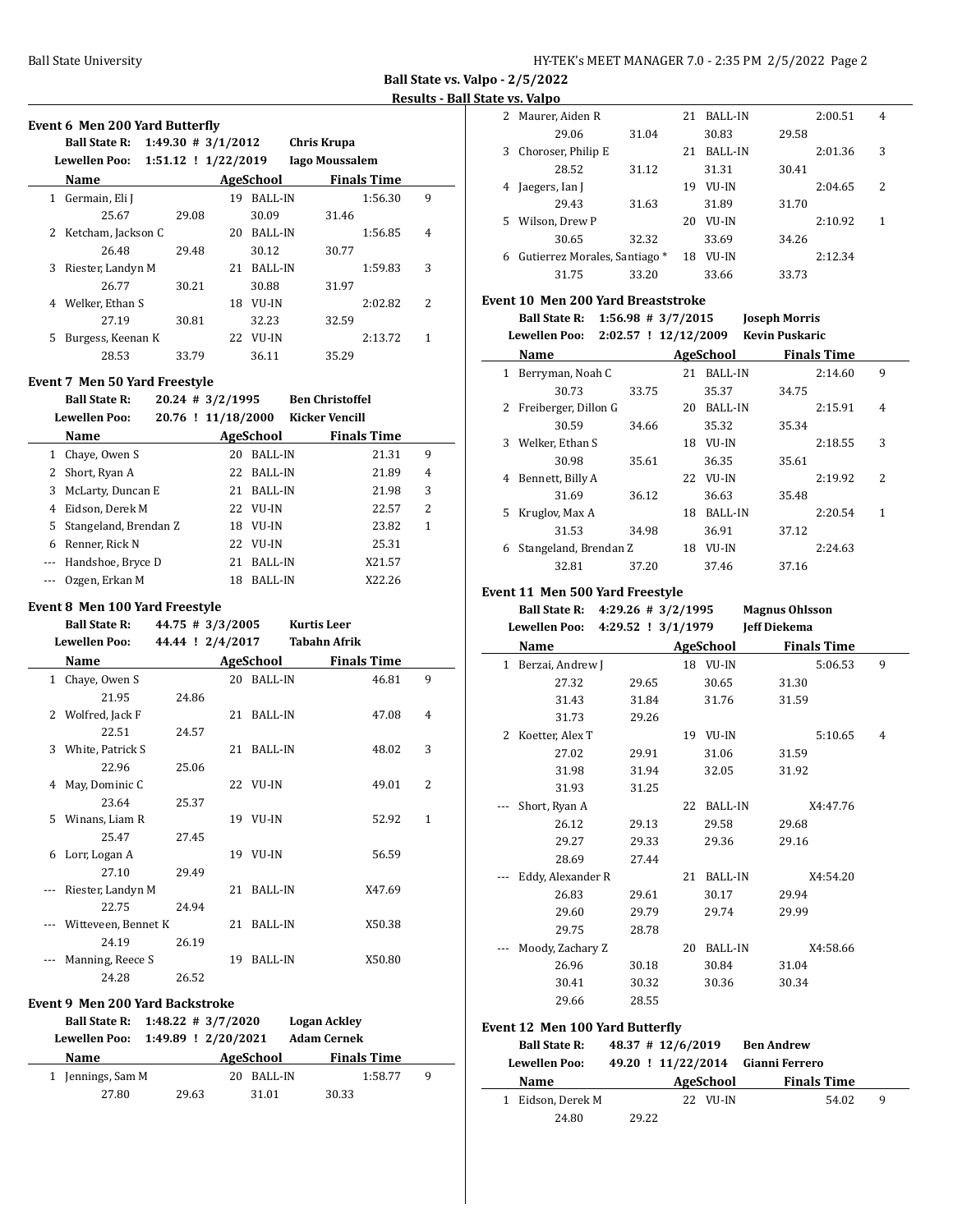**Ball State vs. Valpo - 2/5/2022**

**Results - Ball State vs. Valpo**

### Event 6 Men 200 Yard Butterfly

**Ball State R:** 1:49.30 # 3/1/2012 **Chris Krupa**
**Lewellen Poo:** 1:51.12 ! 1/22/2019 **Iago Moussalem**

| | Name | Age | School | Finals Time | Points |
|---|---|---|---|---|---|
| 1 | Germain, Eli J | 19 | BALL-IN | 1:56.30 | 9 |
| | 25.67 29.08 30.09 31.46 | | | | |
| 2 | Ketcham, Jackson C | 20 | BALL-IN | 1:56.85 | 4 |
| | 26.48 29.48 30.12 30.77 | | | | |
| 3 | Riester, Landyn M | 21 | BALL-IN | 1:59.83 | 3 |
| | 26.77 30.21 30.88 31.97 | | | | |
| 4 | Welker, Ethan S | 18 | VU-IN | 2:02.82 | 2 |
| | 27.19 30.81 32.23 32.59 | | | | |
| 5 | Burgess, Keenan K | 22 | VU-IN | 2:13.72 | 1 |
| | 28.53 33.79 36.11 35.29 | | | | |

### Event 7 Men 50 Yard Freestyle

**Ball State R:** 20.24 # 3/2/1995 **Ben Christoffel**
**Lewellen Poo:** 20.76 ! 11/18/2000 **Kicker Vencill**

| | Name | Age | School | Finals Time | Points |
|---|---|---|---|---|---|
| 1 | Chaye, Owen S | 20 | BALL-IN | 21.31 | 9 |
| 2 | Short, Ryan A | 22 | BALL-IN | 21.89 | 4 |
| 3 | McLarty, Duncan E | 21 | BALL-IN | 21.98 | 3 |
| 4 | Eidson, Derek M | 22 | VU-IN | 22.57 | 2 |
| 5 | Stangeland, Brendan Z | 18 | VU-IN | 23.82 | 1 |
| 6 | Renner, Rick N | 22 | VU-IN | 25.31 | |
| --- | Handshoe, Bryce D | 21 | BALL-IN | X21.57 | |
| --- | Ozgen, Erkan M | 18 | BALL-IN | X22.26 | |

### Event 8 Men 100 Yard Freestyle

**Ball State R:** 44.75 # 3/3/2005 **Kurtis Leer**
**Lewellen Poo:** 44.44 ! 2/4/2017 **Tabahn Afrik**

| | Name | Age | School | Finals Time | Points |
|---|---|---|---|---|---|
| 1 | Chaye, Owen S | 20 | BALL-IN | 46.81 | 9 |
| | 21.95 24.86 | | | | |
| 2 | Wolfred, Jack F | 21 | BALL-IN | 47.08 | 4 |
| | 22.51 24.57 | | | | |
| 3 | White, Patrick S | 21 | BALL-IN | 48.02 | 3 |
| | 22.96 25.06 | | | | |
| 4 | May, Dominic C | 22 | VU-IN | 49.01 | 2 |
| | 23.64 25.37 | | | | |
| 5 | Winans, Liam R | 19 | VU-IN | 52.92 | 1 |
| | 25.47 27.45 | | | | |
| 6 | Lorr, Logan A | 19 | VU-IN | 56.59 | |
| | 27.10 29.49 | | | | |
| --- | Riester, Landyn M | 21 | BALL-IN | X47.69 | |
| | 22.75 24.94 | | | | |
| --- | Witteveen, Bennet K | 21 | BALL-IN | X50.38 | |
| | 24.19 26.19 | | | | |
| --- | Manning, Reece S | 19 | BALL-IN | X50.80 | |
| | 24.28 26.52 | | | | |

### Event 9 Men 200 Yard Backstroke

**Ball State R:** 1:48.22 # 3/7/2020 **Logan Ackley**
**Lewellen Poo:** 1:49.89 ! 2/20/2021 **Adam Cernek**

| | Name | Age | School | Finals Time | Points |
|---|---|---|---|---|---|
| 1 | Jennings, Sam M | 20 | BALL-IN | 1:58.77 | 9 |
| | 27.80 29.63 31.01 30.33 | | | | |
| 2 | Maurer, Aiden R | 21 | BALL-IN | 2:00.51 | 4 |
| | 29.06 31.04 30.83 29.58 | | | | |
| 3 | Choroser, Philip E | 21 | BALL-IN | 2:01.36 | 3 |
| | 28.52 31.12 31.31 30.41 | | | | |
| 4 | Jaegers, Ian J | 19 | VU-IN | 2:04.65 | 2 |
| | 29.43 31.63 31.89 31.70 | | | | |
| 5 | Wilson, Drew P | 20 | VU-IN | 2:10.92 | 1 |
| | 30.65 32.32 33.69 34.26 | | | | |
| 6 | Gutierrez Morales, Santiago * | 18 | VU-IN | 2:12.34 | |
| | 31.75 33.20 33.66 33.73 | | | | |

### Event 10 Men 200 Yard Breaststroke

**Ball State R:** 1:56.98 # 3/7/2015 **Joseph Morris**
**Lewellen Poo:** 2:02.57 ! 12/12/2009 **Kevin Puskaric**

| | Name | Age | School | Finals Time | Points |
|---|---|---|---|---|---|
| 1 | Berryman, Noah C | 21 | BALL-IN | 2:14.60 | 9 |
| | 30.73 33.75 35.37 34.75 | | | | |
| 2 | Freiberger, Dillon G | 20 | BALL-IN | 2:15.91 | 4 |
| | 30.59 34.66 35.32 35.34 | | | | |
| 3 | Welker, Ethan S | 18 | VU-IN | 2:18.55 | 3 |
| | 30.98 35.61 36.35 35.61 | | | | |
| 4 | Bennett, Billy A | 22 | VU-IN | 2:19.92 | 2 |
| | 31.69 36.12 36.63 35.48 | | | | |
| 5 | Kruglov, Max A | 18 | BALL-IN | 2:20.54 | 1 |
| | 31.53 34.98 36.91 37.12 | | | | |
| 6 | Stangeland, Brendan Z | 18 | VU-IN | 2:24.63 | |
| | 32.81 37.20 37.46 37.16 | | | | |

### Event 11 Men 500 Yard Freestyle

**Ball State R:** 4:29.26 # 3/2/1995 **Magnus Ohlsson**
**Lewellen Poo:** 4:29.52 ! 3/1/1979 **Jeff Diekema**

| | Name | Age | School | Finals Time | Points |
|---|---|---|---|---|---|
| 1 | Berzai, Andrew J | 18 | VU-IN | 5:06.53 | 9 |
| | 27.32 29.65 30.65 31.30 | | | | |
| | 31.43 31.84 31.76 31.59 | | | | |
| | 31.73 29.26 | | | | |
| 2 | Koetter, Alex T | 19 | VU-IN | 5:10.65 | 4 |
| | 27.02 29.91 31.06 31.59 | | | | |
| | 31.98 31.94 32.05 31.92 | | | | |
| | 31.93 31.25 | | | | |
| --- | Short, Ryan A | 22 | BALL-IN | X4:47.76 | |
| | 26.12 29.13 29.58 29.68 | | | | |
| | 29.27 29.33 29.36 29.16 | | | | |
| | 28.69 27.44 | | | | |
| --- | Eddy, Alexander R | 21 | BALL-IN | X4:54.20 | |
| | 26.83 29.61 30.17 29.94 | | | | |
| | 29.60 29.79 29.74 29.99 | | | | |
| | 29.75 28.78 | | | | |
| --- | Moody, Zachary Z | 20 | BALL-IN | X4:58.66 | |
| | 26.96 30.18 30.84 31.04 | | | | |
| | 30.41 30.32 30.36 30.34 | | | | |
| | 29.66 28.55 | | | | |

### Event 12 Men 100 Yard Butterfly

**Ball State R:** 48.37 # 12/6/2019 **Ben Andrew**
**Lewellen Poo:** 49.20 ! 11/22/2014 **Gianni Ferrero**

| | Name | Age | School | Finals Time | Points |
|---|---|---|---|---|---|
| 1 | Eidson, Derek M | 22 | VU-IN | 54.02 | 9 |
| | 24.80 29.22 | | | | |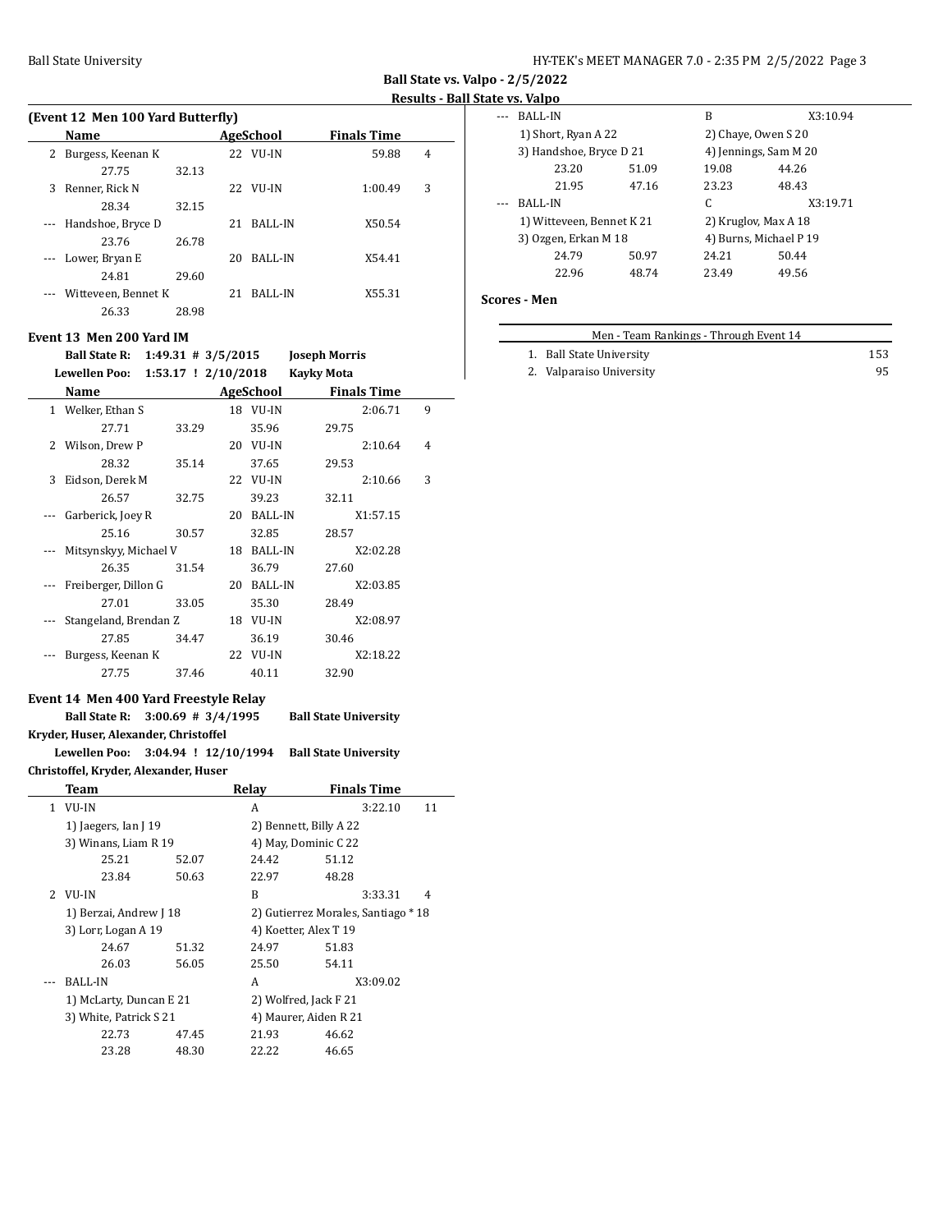## Ball State vs. Valpo - 2/5/2022

### Results - Ball State vs. Valpo

**(Event 12 Men 100 Yard Butterfly)**

| | Name | Age | School | Finals Time | |
|---|---|---|---|---|---|
| 2 | Burgess, Keenan K | 22 | VU-IN | 59.88 | 4 |
| | 27.75 | 32.13 | | | |
| 3 | Renner, Rick N | 22 | VU-IN | 1:00.49 | 3 |
| | 28.34 | 32.15 | | | |
| --- | Handshoe, Bryce D | 21 | BALL-IN | X50.54 | |
| | 23.76 | 26.78 | | | |
| --- | Lower, Bryan E | 20 | BALL-IN | X54.41 | |
| | 24.81 | 29.60 | | | |
| --- | Witteveen, Bennet K | 21 | BALL-IN | X55.31 | |
| | 26.33 | 28.98 | | | |

**Event 13 Men 200 Yard IM**

Ball State R: 1:49.31 # 3/5/2015 Joseph Morris

Lewellen Poo: 1:53.17 ! 2/10/2018 Kayky Mota

| | Name | | Age | School | Finals Time | |
|---|---|---|---|---|---|---|
| 1 | Welker, Ethan S | | 18 | VU-IN | 2:06.71 | 9 |
| | 27.71 | 33.29 | 35.96 | 29.75 | | |
| 2 | Wilson, Drew P | | 20 | VU-IN | 2:10.64 | 4 |
| | 28.32 | 35.14 | 37.65 | 29.53 | | |
| 3 | Eidson, Derek M | | 22 | VU-IN | 2:10.66 | 3 |
| | 26.57 | 32.75 | 39.23 | 32.11 | | |
| --- | Garberick, Joey R | | 20 | BALL-IN | X1:57.15 | |
| | 25.16 | 30.57 | 32.85 | 28.57 | | |
| --- | Mitsynskyy, Michael V | | 18 | BALL-IN | X2:02.28 | |
| | 26.35 | 31.54 | 36.79 | 27.60 | | |
| --- | Freiberger, Dillon G | | 20 | BALL-IN | X2:03.85 | |
| | 27.01 | 33.05 | 35.30 | 28.49 | | |
| --- | Stangeland, Brendan Z | | 18 | VU-IN | X2:08.97 | |
| | 27.85 | 34.47 | 36.19 | 30.46 | | |
| --- | Burgess, Keenan K | | 22 | VU-IN | X2:18.22 | |
| | 27.75 | 37.46 | 40.11 | 32.90 | | |

**Event 14 Men 400 Yard Freestyle Relay**

Ball State R: 3:00.69 # 3/4/1995 Ball State University

Kryder, Huser, Alexander, Christoffel

Lewellen Poo: 3:04.94 ! 12/10/1994 Ball State University

Christoffel, Kryder, Alexander, Huser

| | Team | | Relay | Finals Time | |
|---|---|---|---|---|---|
| 1 | VU-IN | | A | 3:22.10 | 11 |
| | 1) Jaegers, Ian J 19 | | 2) Bennett, Billy A 22 | | |
| | 3) Winans, Liam R 19 | | 4) May, Dominic C 22 | | |
| | 25.21 | 52.07 | 24.42 | 51.12 | |
| | 23.84 | 50.63 | 22.97 | 48.28 | |
| 2 | VU-IN | | B | 3:33.31 | 4 |
| | 1) Berzai, Andrew J 18 | | 2) Gutierrez Morales, Santiago * 18 | | |
| | 3) Lorr, Logan A 19 | | 4) Koetter, Alex T 19 | | |
| | 24.67 | 51.32 | 24.97 | 51.83 | |
| | 26.03 | 56.05 | 25.50 | 54.11 | |
| --- | BALL-IN | | A | X3:09.02 | |
| | 1) McLarty, Duncan E 21 | | 2) Wolfred, Jack F 21 | | |
| | 3) White, Patrick S 21 | | 4) Maurer, Aiden R 21 | | |
| | 22.73 | 47.45 | 21.93 | 46.62 | |
| | 23.28 | 48.30 | 22.22 | 46.65 | |
| --- | BALL-IN | | B | X3:10.94 | |
| | 1) Short, Ryan A 22 | | 2) Chaye, Owen S 20 | | |
| | 3) Handshoe, Bryce D 21 | | 4) Jennings, Sam M 20 | | |
| | 23.20 | 51.09 | 19.08 | 44.26 | |
| | 21.95 | 47.16 | 23.23 | 48.43 | |
| --- | BALL-IN | | C | X3:19.71 | |
| | 1) Witteveen, Bennet K 21 | | 2) Kruglov, Max A 18 | | |
| | 3) Ozgen, Erkan M 18 | | 4) Burns, Michael P 19 | | |
| | 24.79 | 50.97 | 24.21 | 50.44 | |
| | 22.96 | 48.74 | 23.49 | 49.56 | |

**Scores - Men**

| Men - Team Rankings - Through Event 14 | |
|---|---|
| 1. Ball State University | 153 |
| 2. Valparaiso University | 95 |